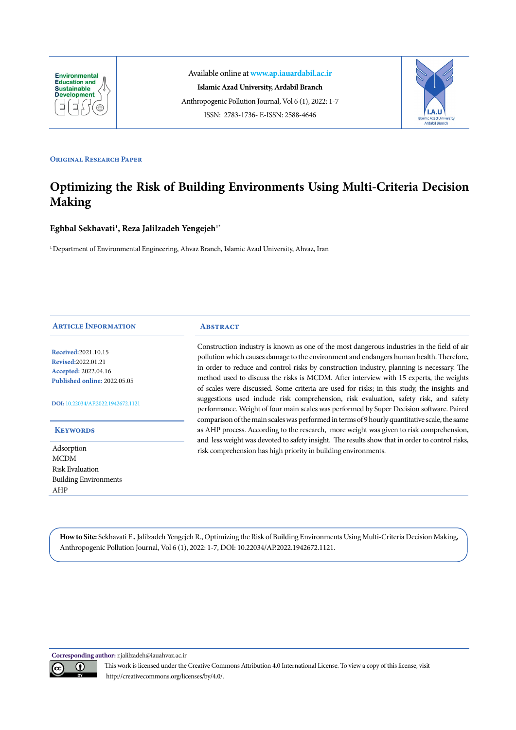Available online at www.ap.iauardabil.ac.ir

**Islamic Azad University, Ardabil Branch**

Anthropogenic Pollution Journal, Vol 6 (1), 2022: 1-7

ISSN: 2783-1736- E-ISSN: 2588-4646

ORIGINAL RESEARCH PAPER

# Optimizing the Risk of Building Environments Using Multi-Criteria Decision Making

**Eghbal Sekhavati[1], Reza Jalilzadeh Yengejeh[1*]**

[1] Department of Environmental Engineering, Ahvaz Branch, Islamic Azad University, Ahvaz, Iran

## Article Information

**Received:** 2021.10.15
**Revised:** 2022.01.21
**Accepted:** 2022.04.16
**Published online:** 2022.05.05

**DOI:** 10.22034/AP.2022.1942672.1121

## Keywords

Adsorption
MCDM
Risk Evaluation
Building Environments
AHP

## Abstract

Construction industry is known as one of the most dangerous industries in the field of air pollution which causes damage to the environment and endangers human health. Therefore, in order to reduce and control risks by construction industry, planning is necessary. The method used to discuss the risks is MCDM. After interview with 15 experts, the weights of scales were discussed. Some criteria are used for risks; in this study, the insights and suggestions used include risk comprehension, risk evaluation, safety risk, and safety performance. Weight of four main scales was performed by Super Decision software. Paired comparison of the main scales was performed in terms of 9 hourly quantitative scale, the same as AHP process. According to the research, more weight was given to risk comprehension, and less weight was devoted to safety insight. The results show that in order to control risks, risk comprehension has high priority in building environments.

**How to Site:** Sekhavati E., Jalilzadeh Yengejeh R., Optimizing the Risk of Building Environments Using Multi-Criteria Decision Making, Anthropogenic Pollution Journal, Vol 6 (1), 2022: 1-7, DOI: 10.22034/AP.2022.1942672.1121.

**Corresponding author:** r.jalilzadeh@iauahvaz.ac.ir

This work is licensed under the Creative Commons Attribution 4.0 International License. To view a copy of this license, visit http://creativecommons.org/licenses/by/4.0/.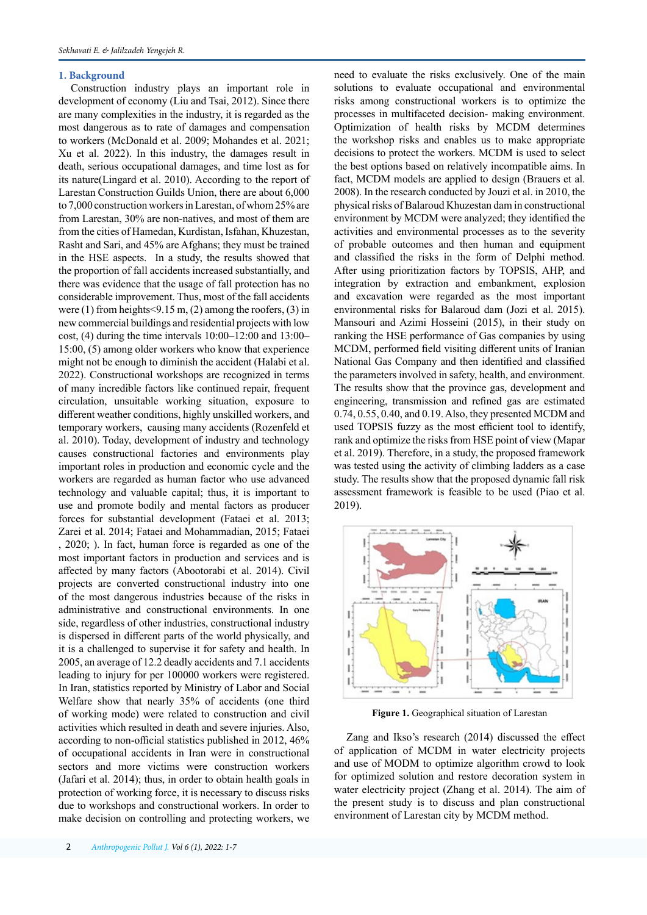## 1. Background

Construction industry plays an important role in development of economy (Liu and Tsai, 2012). Since there are many complexities in the industry, it is regarded as the most dangerous as to rate of damages and compensation to workers (McDonald et al. 2009; Mohandes et al. 2021; Xu et al. 2022). In this industry, the damages result in death, serious occupational damages, and time lost as for its nature(Lingard et al. 2010). According to the report of Larestan Construction Guilds Union, there are about 6,000 to 7,000 construction workers in Larestan, of whom 25% are from Larestan, 30% are non-natives, and most of them are from the cities of Hamedan, Kurdistan, Isfahan, Khuzestan, Rasht and Sari, and 45% are Afghans; they must be trained in the HSE aspects. In a study, the results showed that the proportion of fall accidents increased substantially, and there was evidence that the usage of fall protection has no considerable improvement. Thus, most of the fall accidents were (1) from heights<9.15 m, (2) among the roofers, (3) in new commercial buildings and residential projects with low cost, (4) during the time intervals 10:00–12:00 and 13:00–15:00, (5) among older workers who know that experience might not be enough to diminish the accident (Halabi et al. 2022). Constructional workshops are recognized in terms of many incredible factors like continued repair, frequent circulation, unsuitable working situation, exposure to different weather conditions, highly unskilled workers, and temporary workers, causing many accidents (Rozenfeld et al. 2010). Today, development of industry and technology causes constructional factories and environments play important roles in production and economic cycle and the workers are regarded as human factor who use advanced technology and valuable capital; thus, it is important to use and promote bodily and mental factors as producer forces for substantial development (Fataei et al. 2013; Zarei et al. 2014; Fataei and Mohammadian, 2015; Fataei , 2020; ). In fact, human force is regarded as one of the most important factors in production and services and is affected by many factors (Abootorabi et al. 2014). Civil projects are converted constructional industry into one of the most dangerous industries because of the risks in administrative and constructional environments. In one side, regardless of other industries, constructional industry is dispersed in different parts of the world physically, and it is a challenged to supervise it for safety and health. In 2005, an average of 12.2 deadly accidents and 7.1 accidents leading to injury for per 100000 workers were registered. In Iran, statistics reported by Ministry of Labor and Social Welfare show that nearly 35% of accidents (one third of working mode) were related to construction and civil activities which resulted in death and severe injuries. Also, according to non-official statistics published in 2012, 46% of occupational accidents in Iran were in constructional sectors and more victims were construction workers (Jafari et al. 2014); thus, in order to obtain health goals in protection of working force, it is necessary to discuss risks due to workshops and constructional workers. In order to make decision on controlling and protecting workers, we need to evaluate the risks exclusively. One of the main solutions to evaluate occupational and environmental risks among constructional workers is to optimize the processes in multifaceted decision- making environment. Optimization of health risks by MCDM determines the workshop risks and enables us to make appropriate decisions to protect the workers. MCDM is used to select the best options based on relatively incompatible aims. In fact, MCDM models are applied to design (Brauers et al. 2008). In the research conducted by Jouzi et al. in 2010, the physical risks of Balaroud Khuzestan dam in constructional environment by MCDM were analyzed; they identified the activities and environmental processes as to the severity of probable outcomes and then human and equipment and classified the risks in the form of Delphi method. After using prioritization factors by TOPSIS, AHP, and integration by extraction and embankment, explosion and excavation were regarded as the most important environmental risks for Balaroud dam (Jozi et al. 2015). Mansouri and Azimi Hosseini (2015), in their study on ranking the HSE performance of Gas companies by using MCDM, performed field visiting different units of Iranian National Gas Company and then identified and classified the parameters involved in safety, health, and environment. The results show that the province gas, development and engineering, transmission and refined gas are estimated 0.74, 0.55, 0.40, and 0.19. Also, they presented MCDM and used TOPSIS fuzzy as the most efficient tool to identify, rank and optimize the risks from HSE point of view (Mapar et al. 2019). Therefore, in a study, the proposed framework was tested using the activity of climbing ladders as a case study. The results show that the proposed dynamic fall risk assessment framework is feasible to be used (Piao et al. 2019).

**Figure 1.** Geographical situation of Larestan

Zang and Ikso's research (2014) discussed the effect of application of MCDM in water electricity projects and use of MODM to optimize algorithm crowd to look for optimized solution and restore decoration system in water electricity project (Zhang et al. 2014). The aim of the present study is to discuss and plan constructional environment of Larestan city by MCDM method.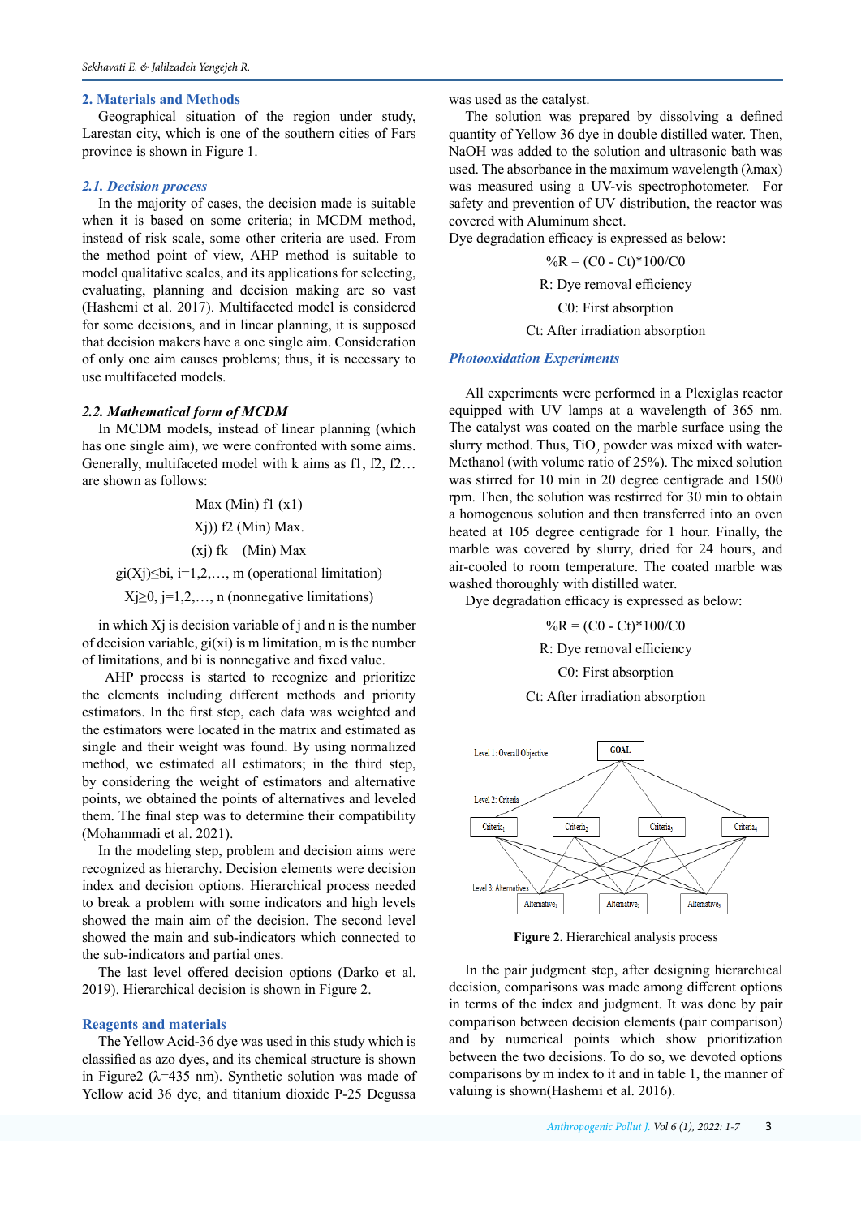## 2. Materials and Methods

Geographical situation of the region under study, Larestan city, which is one of the southern cities of Fars province is shown in Figure 1.

### *2.1. Decision process*

In the majority of cases, the decision made is suitable when it is based on some criteria; in MCDM method, instead of risk scale, some other criteria are used. From the method point of view, AHP method is suitable to model qualitative scales, and its applications for selecting, evaluating, planning and decision making are so vast (Hashemi et al. 2017). Multifaceted model is considered for some decisions, and in linear planning, it is supposed that decision makers have a one single aim. Consideration of only one aim causes problems; thus, it is necessary to use multifaceted models.

### *2.2. Mathematical form of MCDM*

In MCDM models, instead of linear planning (which has one single aim), we were confronted with some aims. Generally, multifaceted model with k aims as f1, f2, f2… are shown as follows:

Max (Min) f1 (x1)

Xj)) f2 (Min) Max.

(xj) fk   (Min) Max

gi(Xj)≤bi, i=1,2,…, m (operational limitation)

Xj≥0, j=1,2,…, n (nonnegative limitations)

in which Xj is decision variable of j and n is the number of decision variable, gi(xi) is m limitation, m is the number of limitations, and bi is nonnegative and fixed value.

AHP process is started to recognize and prioritize the elements including different methods and priority estimators. In the first step, each data was weighted and the estimators were located in the matrix and estimated as single and their weight was found. By using normalized method, we estimated all estimators; in the third step, by considering the weight of estimators and alternative points, we obtained the points of alternatives and leveled them. The final step was to determine their compatibility (Mohammadi et al. 2021).

In the modeling step, problem and decision aims were recognized as hierarchy. Decision elements were decision index and decision options. Hierarchical process needed to break a problem with some indicators and high levels showed the main aim of the decision. The second level showed the main and sub-indicators which connected to the sub-indicators and partial ones.

The last level offered decision options (Darko et al. 2019). Hierarchical decision is shown in Figure 2.

### Reagents and materials

The Yellow Acid-36 dye was used in this study which is classified as azo dyes, and its chemical structure is shown in Figure2 (λ=435 nm). Synthetic solution was made of Yellow acid 36 dye, and titanium dioxide P-25 Degussa was used as the catalyst.

The solution was prepared by dissolving a defined quantity of Yellow 36 dye in double distilled water. Then, NaOH was added to the solution and ultrasonic bath was used. The absorbance in the maximum wavelength (λmax) was measured using a UV-vis spectrophotometer. For safety and prevention of UV distribution, the reactor was covered with Aluminum sheet.

Dye degradation efficacy is expressed as below:

%R = (C0 - Ct)*100/C0

R: Dye removal efficiency

C0: First absorption

Ct: After irradiation absorption

### *Photooxidation Experiments*

All experiments were performed in a Plexiglas reactor equipped with UV lamps at a wavelength of 365 nm. The catalyst was coated on the marble surface using the slurry method. Thus, $TiO_2$ powder was mixed with water-Methanol (with volume ratio of 25%). The mixed solution was stirred for 10 min in 20 degree centigrade and 1500 rpm. Then, the solution was restirred for 30 min to obtain a homogenous solution and then transferred into an oven heated at 105 degree centigrade for 1 hour. Finally, the marble was covered by slurry, dried for 24 hours, and air-cooled to room temperature. The coated marble was washed thoroughly with distilled water.

Dye degradation efficacy is expressed as below:

%R = (C0 - Ct)*100/C0

R: Dye removal efficiency

C0: First absorption

Ct: After irradiation absorption

Level 1: Overall Objective — GOAL

Level 2: Criteria — $Criteria_1$, $Criteria_2$, $Criteria_3$, $Criteria_4$

Level 3: Alternatives — $Alternative_1$, $Alternative_2$, $Alternative_3$

**Figure 2.** Hierarchical analysis process

In the pair judgment step, after designing hierarchical decision, comparisons was made among different options in terms of the index and judgment. It was done by pair comparison between decision elements (pair comparison) and by numerical points which show prioritization between the two decisions. To do so, we devoted options comparisons by m index to it and in table 1, the manner of valuing is shown(Hashemi et al. 2016).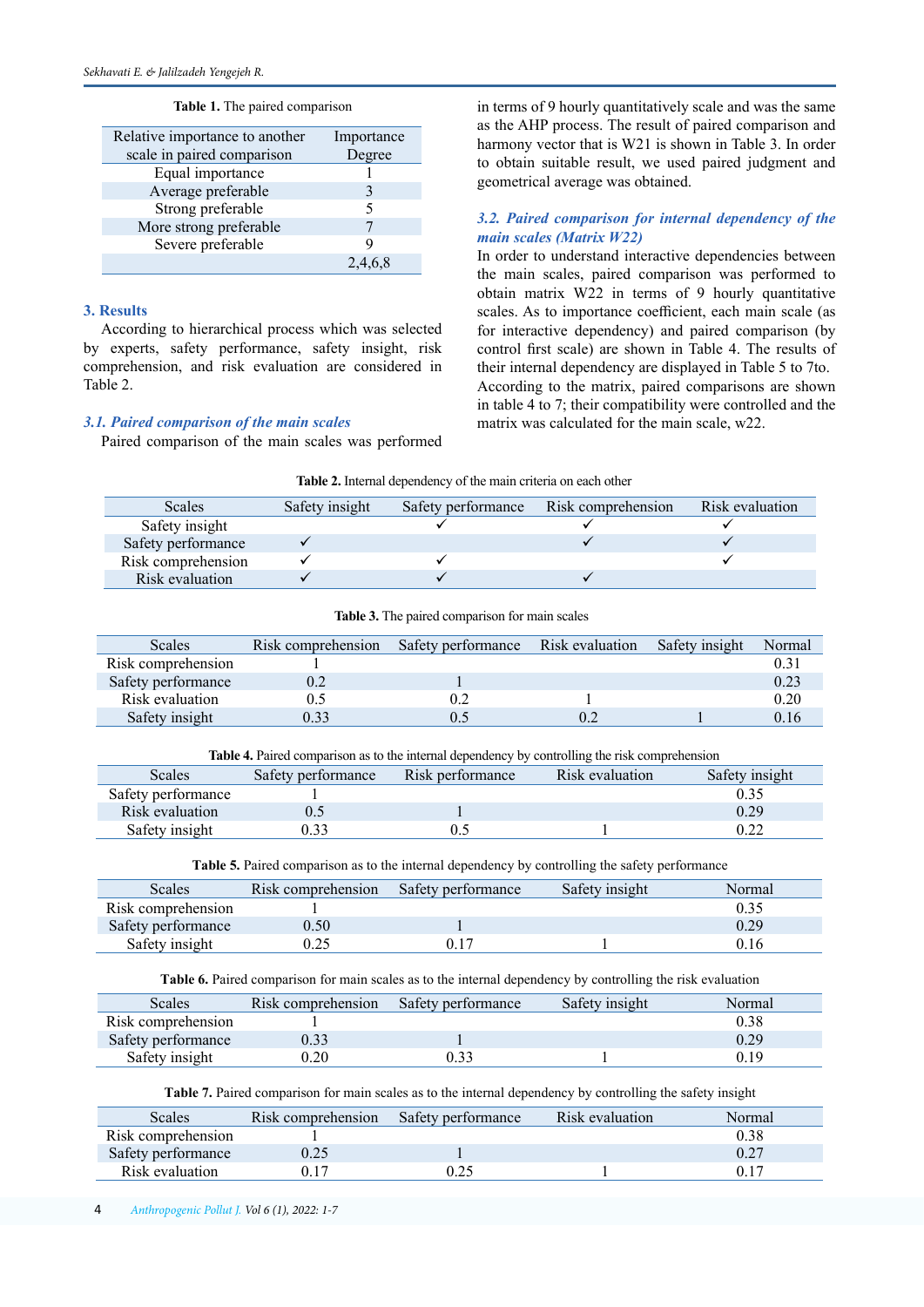**Table 1.** The paired comparison

| Relative importance to another scale in paired comparison | Importance Degree |
|---|---|
| Equal importance | 1 |
| Average preferable | 3 |
| Strong preferable | 5 |
| More strong preferable | 7 |
| Severe preferable | 9 |
| | 2,4,6,8 |

## 3. Results

According to hierarchical process which was selected by experts, safety performance, safety insight, risk comprehension, and risk evaluation are considered in Table 2.

### *3.1. Paired comparison of the main scales*

Paired comparison of the main scales was performed in terms of 9 hourly quantitatively scale and was the same as the AHP process. The result of paired comparison and harmony vector that is W21 is shown in Table 3. In order to obtain suitable result, we used paired judgment and geometrical average was obtained.

### *3.2. Paired comparison for internal dependency of the main scales (Matrix W22)*

In order to understand interactive dependencies between the main scales, paired comparison was performed to obtain matrix W22 in terms of 9 hourly quantitative scales. As to importance coefficient, each main scale (as for interactive dependency) and paired comparison (by control first scale) are shown in Table 4. The results of their internal dependency are displayed in Table 5 to 7to. According to the matrix, paired comparisons are shown in table 4 to 7; their compatibility were controlled and the matrix was calculated for the main scale, w22.

**Table 2.** Internal dependency of the main criteria on each other

| Scales | Safety insight | Safety performance | Risk comprehension | Risk evaluation |
|---|---|---|---|---|
| Safety insight | | ✓ | ✓ | ✓ |
| Safety performance | ✓ | | ✓ | ✓ |
| Risk comprehension | ✓ | ✓ | | ✓ |
| Risk evaluation | ✓ | ✓ | ✓ | |

**Table 3.** The paired comparison for main scales

| Scales | Risk comprehension | Safety performance | Risk evaluation | Safety insight | Normal |
|---|---|---|---|---|---|
| Risk comprehension | 1 | | | | 0.31 |
| Safety performance | 0.2 | 1 | | | 0.23 |
| Risk evaluation | 0.5 | 0.2 | 1 | | 0.20 |
| Safety insight | 0.33 | 0.5 | 0.2 | 1 | 0.16 |

**Table 4.** Paired comparison as to the internal dependency by controlling the risk comprehension

| Scales | Safety performance | Risk performance | Risk evaluation | Safety insight |
|---|---|---|---|---|
| Safety performance | 1 | | | 0.35 |
| Risk evaluation | 0.5 | 1 | | 0.29 |
| Safety insight | 0.33 | 0.5 | 1 | 0.22 |

**Table 5.** Paired comparison as to the internal dependency by controlling the safety performance

| Scales | Risk comprehension | Safety performance | Safety insight | Normal |
|---|---|---|---|---|
| Risk comprehension | 1 | | | 0.35 |
| Safety performance | 0.50 | 1 | | 0.29 |
| Safety insight | 0.25 | 0.17 | 1 | 0.16 |

**Table 6.** Paired comparison for main scales as to the internal dependency by controlling the risk evaluation

| Scales | Risk comprehension | Safety performance | Safety insight | Normal |
|---|---|---|---|---|
| Risk comprehension | 1 | | | 0.38 |
| Safety performance | 0.33 | 1 | | 0.29 |
| Safety insight | 0.20 | 0.33 | 1 | 0.19 |

**Table 7.** Paired comparison for main scales as to the internal dependency by controlling the safety insight

| Scales | Risk comprehension | Safety performance | Risk evaluation | Normal |
|---|---|---|---|---|
| Risk comprehension | 1 | | | 0.38 |
| Safety performance | 0.25 | 1 | | 0.27 |
| Risk evaluation | 0.17 | 0.25 | 1 | 0.17 |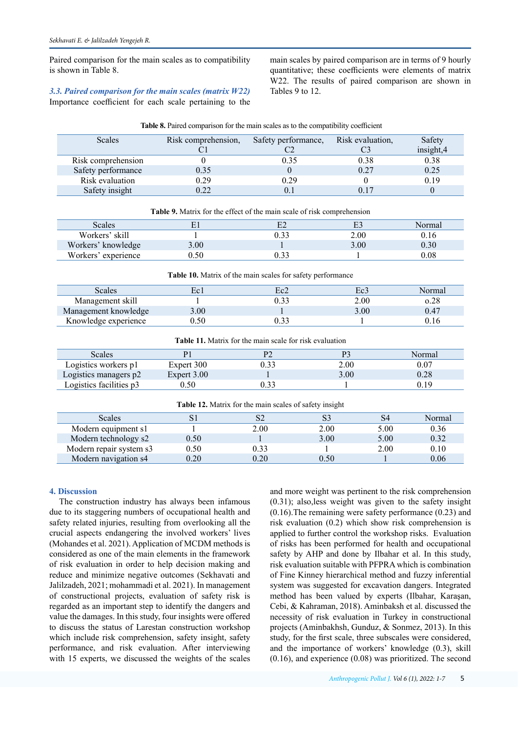Paired comparison for the main scales as to compatibility is shown in Table 8.

### *3.3. Paired comparison for the main scales (matrix W22)*

Importance coefficient for each scale pertaining to the main scales by paired comparison are in terms of 9 hourly quantitative; these coefficients were elements of matrix W22. The results of paired comparison are shown in Tables 9 to 12.

**Table 8.** Paired comparison for the main scales as to the compatibility coefficient

| Scales | Risk comprehension, C1 | Safety performance, C2 | Risk evaluation, C3 | Safety insight,4 |
|---|---|---|---|---|
| Risk comprehension | 0 | 0.35 | 0.38 | 0.38 |
| Safety performance | 0.35 | 0 | 0.27 | 0.25 |
| Risk evaluation | 0.29 | 0.29 | 0 | 0.19 |
| Safety insight | 0.22 | 0.1 | 0.17 | 0 |

**Table 9.** Matrix for the effect of the main scale of risk comprehension

| Scales | E1 | E2 | E3 | Normal |
|---|---|---|---|---|
| Workers' skill | 1 | 0.33 | 2.00 | 0.16 |
| Workers' knowledge | 3.00 | 1 | 3.00 | 0.30 |
| Workers' experience | 0.50 | 0.33 | 1 | 0.08 |

**Table 10.** Matrix of the main scales for safety performance

| Scales | Ec1 | Ec2 | Ec3 | Normal |
|---|---|---|---|---|
| Management skill | 1 | 0.33 | 2.00 | o.28 |
| Management knowledge | 3.00 | 1 | 3.00 | 0.47 |
| Knowledge experience | 0.50 | 0.33 | 1 | 0.16 |

**Table 11.** Matrix for the main scale for risk evaluation

| Scales | P1 | P2 | P3 | Normal |
|---|---|---|---|---|
| Logistics workers p1 | Expert 300 | 0.33 | 2.00 | 0.07 |
| Logistics managers p2 | Expert 3.00 | 1 | 3.00 | 0.28 |
| Logistics facilities p3 | 0.50 | 0.33 | 1 | 0.19 |

**Table 12.** Matrix for the main scales of safety insight

| Scales | S1 | S2 | S3 | S4 | Normal |
|---|---|---|---|---|---|
| Modern equipment s1 | 1 | 2.00 | 2.00 | 5.00 | 0.36 |
| Modern technology s2 | 0.50 | 1 | 3.00 | 5.00 | 0.32 |
| Modern repair system s3 | 0.50 | 0.33 | 1 | 2.00 | 0.10 |
| Modern navigation s4 | 0.20 | 0.20 | 0.50 | 1 | 0.06 |

## 4. Discussion

The construction industry has always been infamous due to its staggering numbers of occupational health and safety related injuries, resulting from overlooking all the crucial aspects endangering the involved workers' lives (Mohandes et al. 2021). Application of MCDM methods is considered as one of the main elements in the framework of risk evaluation in order to help decision making and reduce and minimize negative outcomes (Sekhavati and Jalilzadeh, 2021; mohammadi et al. 2021). In management of constructional projects, evaluation of safety risk is regarded as an important step to identify the dangers and value the damages. In this study, four insights were offered to discuss the status of Larestan construction workshop which include risk comprehension, safety insight, safety performance, and risk evaluation. After interviewing with 15 experts, we discussed the weights of the scales and more weight was pertinent to the risk comprehension (0.31); also,less weight was given to the safety insight (0.16).The remaining were safety performance (0.23) and risk evaluation (0.2) which show risk comprehension is applied to further control the workshop risks. Evaluation of risks has been performed for health and occupational safety by AHP and done by Ilbahar et al. In this study, risk evaluation suitable with PFPRA which is combination of Fine Kinney hierarchical method and fuzzy inferential system was suggested for excavation dangers. Integrated method has been valued by experts (Ilbahar, Karaşan, Cebi, & Kahraman, 2018). Aminbaksh et al. discussed the necessity of risk evaluation in Turkey in constructional projects (Aminbakhsh, Gunduz, & Sonmez, 2013). In this study, for the first scale, three subscales were considered, and the importance of workers' knowledge (0.3), skill (0.16), and experience (0.08) was prioritized. The second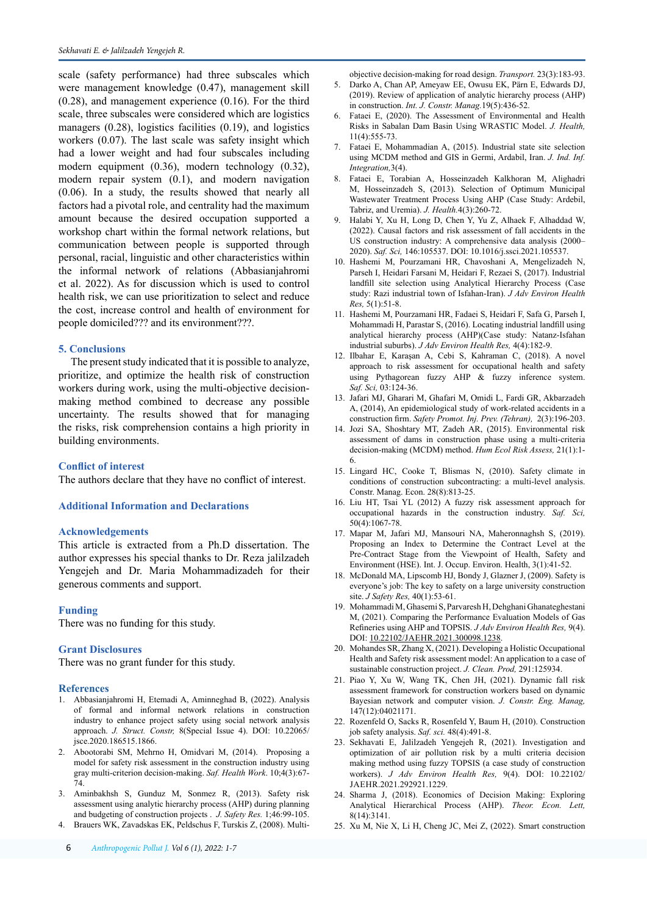scale (safety performance) had three subscales which were management knowledge (0.47), management skill (0.28), and management experience (0.16). For the third scale, three subscales were considered which are logistics managers (0.28), logistics facilities (0.19), and logistics workers (0.07). The last scale was safety insight which had a lower weight and had four subscales including modern equipment (0.36), modern technology (0.32), modern repair system (0.1), and modern navigation (0.06). In a study, the results showed that nearly all factors had a pivotal role, and centrality had the maximum amount because the desired occupation supported a workshop chart within the formal network relations, but communication between people is supported through personal, racial, linguistic and other characteristics within the informal network of relations (Abbasianjahromi et al. 2022). As for discussion which is used to control health risk, we can use prioritization to select and reduce the cost, increase control and health of environment for people domiciled??? and its environment???.

## 5. Conclusions

The present study indicated that it is possible to analyze, prioritize, and optimize the health risk of construction workers during work, using the multi-objective decision-making method combined to decrease any possible uncertainty. The results showed that for managing the risks, risk comprehension contains a high priority in building environments.

## Conflict of interest

The authors declare that they have no conflict of interest.

## Additional Information and Declarations

## Acknowledgements

This article is extracted from a Ph.D dissertation. The author expresses his special thanks to Dr. Reza jalilzadeh Yengejeh and Dr. Maria Mohammadizadeh for their generous comments and support.

## Funding

There was no funding for this study.

## Grant Disclosures

There was no grant funder for this study.

## References

1. Abbasianjahromi H, Etemadi A, Aminneghad B, (2022). Analysis of formal and informal network relations in construction industry to enhance project safety using social network analysis approach. *J. Struct. Constr,* 8(Special Issue 4). DOI: 10.22065/jsce.2020.186515.1866.
2. Abootorabi SM, Mehrno H, Omidvari M, (2014). Proposing a model for safety risk assessment in the construction industry using gray multi-criterion decision-making. *Saf. Health Work*. 10;4(3):67-74.
3. Aminbakhsh S, Gunduz M, Sonmez R, (2013). Safety risk assessment using analytic hierarchy process (AHP) during planning and budgeting of construction projects . *J. Safety Res.* 1;46:99-105.
4. Brauers WK, Zavadskas EK, Peldschus F, Turskis Z, (2008). Multi-objective decision-making for road design. *Transport.* 23(3):183-93.
5. Darko A, Chan AP, Ameyaw EE, Owusu EK, Pärn E, Edwards DJ, (2019). Review of application of analytic hierarchy process (AHP) in construction. *Int. J. Constr. Manag.*19(5):436-52.
6. Fataei E, (2020). The Assessment of Environmental and Health Risks in Sabalan Dam Basin Using WRASTIC Model. *J. Health,* 11(4):555-73.
7. Fataei E, Mohammadian A, (2015). Industrial state site selection using MCDM method and GIS in Germi, Ardabil, Iran. *J. Ind. Inf. Integration,*3(4).
8. Fataei E, Torabian A, Hosseinzadeh Kalkhoran M, Alighadri M, Hosseinzadeh S, (2013). Selection of Optimum Municipal Wastewater Treatment Process Using AHP (Case Study: Ardebil, Tabriz, and Uremia). *J. Health.*4(3):260-72.
9. Halabi Y, Xu H, Long D, Chen Y, Yu Z, Alhaek F, Alhaddad W, (2022). Causal factors and risk assessment of fall accidents in the US construction industry: A comprehensive data analysis (2000–2020). *Saf. Sci,* 146:105537. DOI: 10.1016/j.ssci.2021.105537.
10. Hashemi M, Pourzamani HR, Chavoshani A, Mengelizadeh N, Parseh I, Heidari Farsani M, Heidari F, Rezaei S, (2017). Industrial landfill site selection using Analytical Hierarchy Process (Case study: Razi industrial town of Isfahan-Iran). *J Adv Environ Health Res,* 5(1):51-8.
11. Hashemi M, Pourzamani HR, Fadaei S, Heidari F, Safa G, Parseh I, Mohammadi H, Parastar S, (2016). Locating industrial landfill using analytical hierarchy process (AHP)(Case study: Natanz-Isfahan industrial suburbs). *J Adv Environ Health Res,* 4(4):182-9.
12. Ilbahar E, Karaşan A, Cebi S, Kahraman C, (2018). A novel approach to risk assessment for occupational health and safety using Pythagorean fuzzy AHP & fuzzy inference system. *Saf. Sci,* 03:124-36.
13. Jafari MJ, Gharari M, Ghafari M, Omidi L, Fardi GR, Akbarzadeh A, (2014), An epidemiological study of work-related accidents in a construction firm. *Safety Promot. Inj. Prev. (Tehran),* 2(3):196-203.
14. Jozi SA, Shoshtary MT, Zadeh AR, (2015). Environmental risk assessment of dams in construction phase using a multi-criteria decision-making (MCDM) method. *Hum Ecol Risk Assess,* 21(1):1-6.
15. Lingard HC, Cooke T, Blismas N, (2010). Safety climate in conditions of construction subcontracting: a multi-level analysis. Constr. Manag. Econ. 28(8):813-25.
16. Liu HT, Tsai YL (2012) A fuzzy risk assessment approach for occupational hazards in the construction industry. *Saf. Sci,* 50(4):1067-78.
17. Mapar M, Jafari MJ, Mansouri NA, Maheronnaghsh S, (2019). Proposing an Index to Determine the Contract Level at the Pre-Contract Stage from the Viewpoint of Health, Safety and Environment (HSE). Int. J. Occup. Environ. Health, 3(1):41-52.
18. McDonald MA, Lipscomb HJ, Bondy J, Glazner J, (2009). Safety is everyone's job: The key to safety on a large university construction site. *J Safety Res,* 40(1):53-61.
19. Mohammadi M, Ghasemi S, Parvaresh H, Dehghani Ghanateghestani M, (2021). Comparing the Performance Evaluation Models of Gas Refineries using AHP and TOPSIS. *J Adv Environ Health Res,* 9(4). DOI: 10.22102/JAEHR.2021.300098.1238.
20. Mohandes SR, Zhang X, (2021). Developing a Holistic Occupational Health and Safety risk assessment model: An application to a case of sustainable construction project. *J. Clean. Prod,* 291:125934.
21. Piao Y, Xu W, Wang TK, Chen JH, (2021). Dynamic fall risk assessment framework for construction workers based on dynamic Bayesian network and computer vision. *J. Constr. Eng. Manag,* 147(12):04021171.
22. Rozenfeld O, Sacks R, Rosenfeld Y, Baum H, (2010). Construction job safety analysis. *Saf. sci.* 48(4):491-8.
23. Sekhavati E, Jalilzadeh Yengejeh R, (2021). Investigation and optimization of air pollution risk by a multi criteria decision making method using fuzzy TOPSIS (a case study of construction workers). *J Adv Environ Health Res,* 9(4). DOI: 10.22102/JAEHR.2021.292921.1229.
24. Sharma J, (2018). Economics of Decision Making: Exploring Analytical Hierarchical Process (AHP). *Theor. Econ. Lett,* 8(14):3141.
25. Xu M, Nie X, Li H, Cheng JC, Mei Z, (2022). Smart construction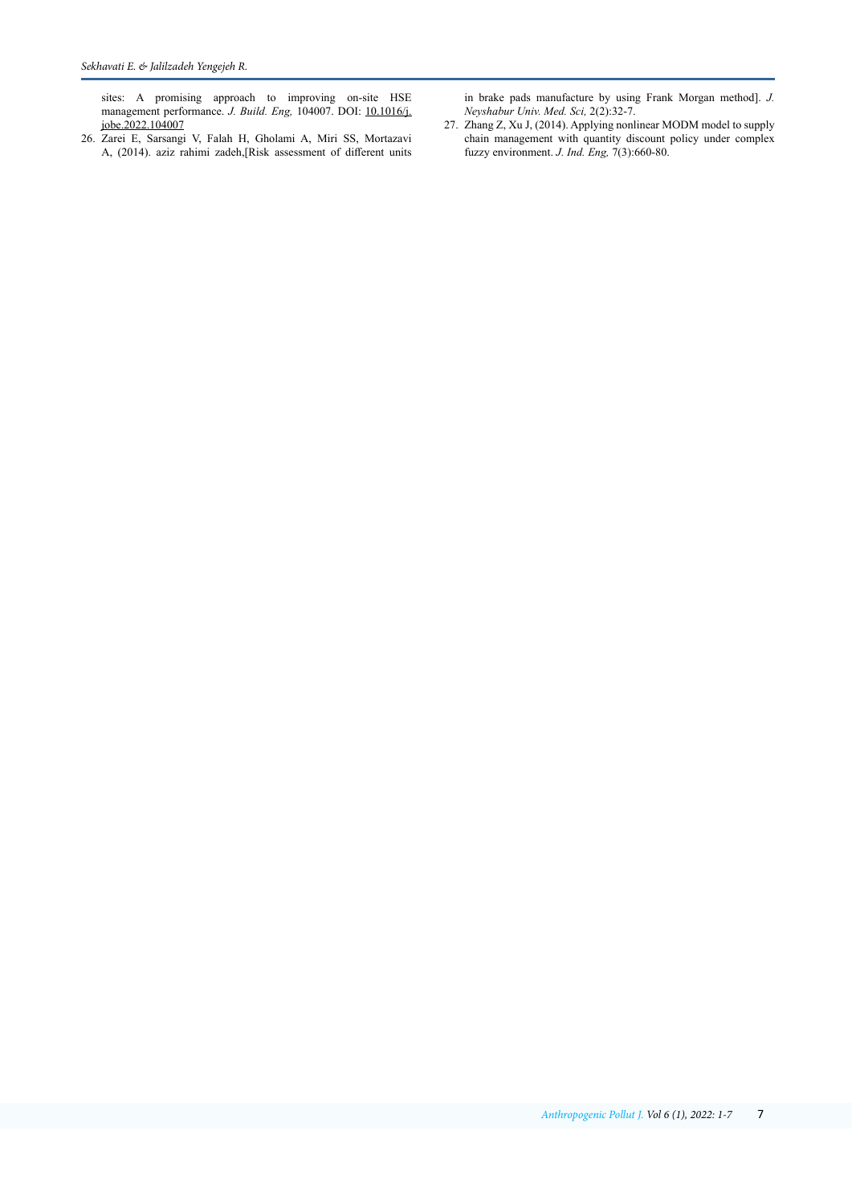sites: A promising approach to improving on-site HSE management performance. *J. Build. Eng,* 104007. DOI: 10.1016/j.jobe.2022.104007

26. Zarei E, Sarsangi V, Falah H, Gholami A, Miri SS, Mortazavi A, (2014). aziz rahimi zadeh,[Risk assessment of different units in brake pads manufacture by using Frank Morgan method]. *J. Neyshabur Univ. Med. Sci,* 2(2):32-7.
27. Zhang Z, Xu J, (2014). Applying nonlinear MODM model to supply chain management with quantity discount policy under complex fuzzy environment. *J. Ind. Eng,* 7(3):660-80.